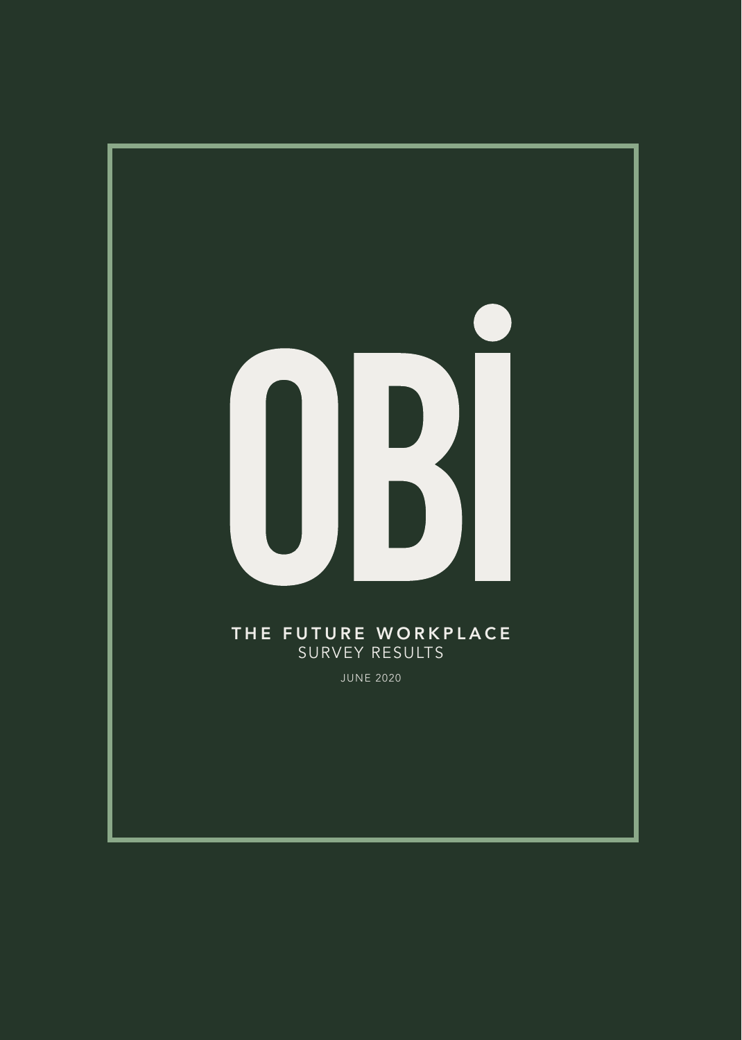# OBI

## THE FUTURE WORKPLACE

SURVEY RESULTS

JUNE 2020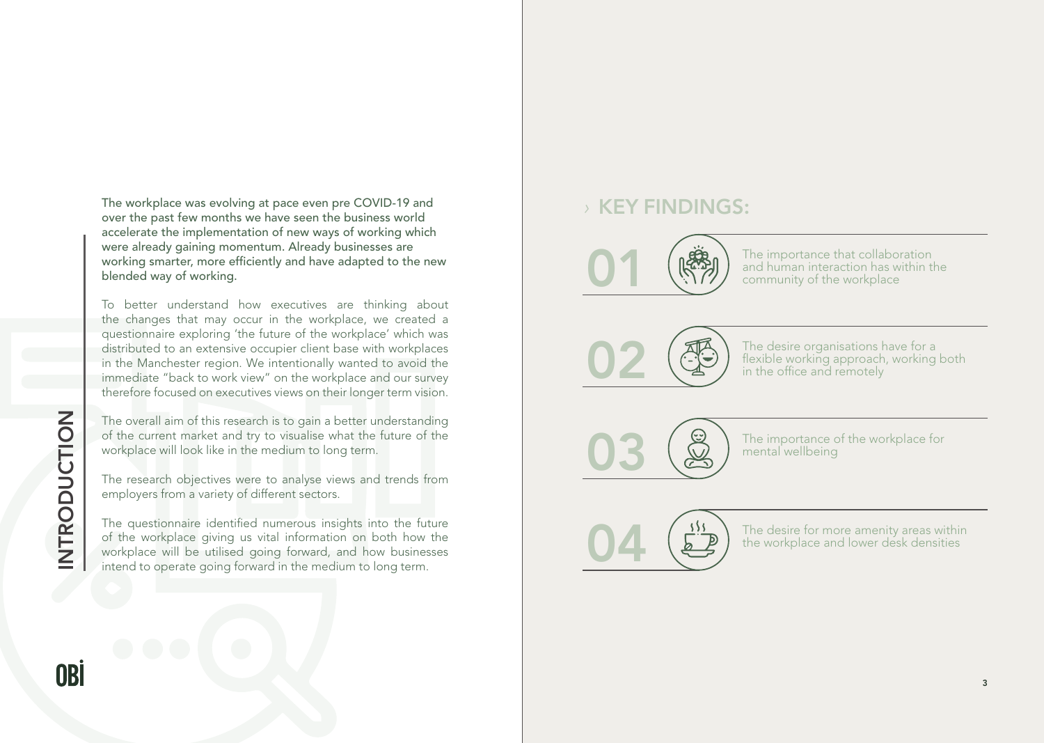# INTRODUCTION

The workplace was evolving at pace even pre COVID-19 and over the past few months we have seen the business world accelerate the implementation of new ways of working which were already gaining momentum. Already businesses are working smarter, more efficiently and have adapted to the new blended way of working.

To better understand how executives are thinking about the changes that may occur in the workplace, we created a questionnaire exploring 'the future of the workplace' which was distributed to an extensive occupier client base with workplaces in the Manchester region. We intentionally wanted to avoid the immediate "back to work view" on the workplace and our survey therefore focused on executives views on their longer term vision.

The overall aim of this research is to gain a better understanding of the current market and try to visualise what the future of the workplace will look like in the medium to long term.

The research objectives were to analyse views and trends from employers from a variety of different sectors.

The questionnaire identified numerous insights into the future of the workplace giving us vital information on both how the workplace will be utilised going forward, and how businesses intend to operate going forward in the medium to long term.

## › KEY FINDINGS:

**01** The importance that collaboration and human interaction has within the community of the workplace

**02** The desire organisations have for a flexible working approach, working both in the office and remotely

**03** The importance of the workplace for mental wellbeing

**04** The desire for more amenity areas within the workplace and lower desk densities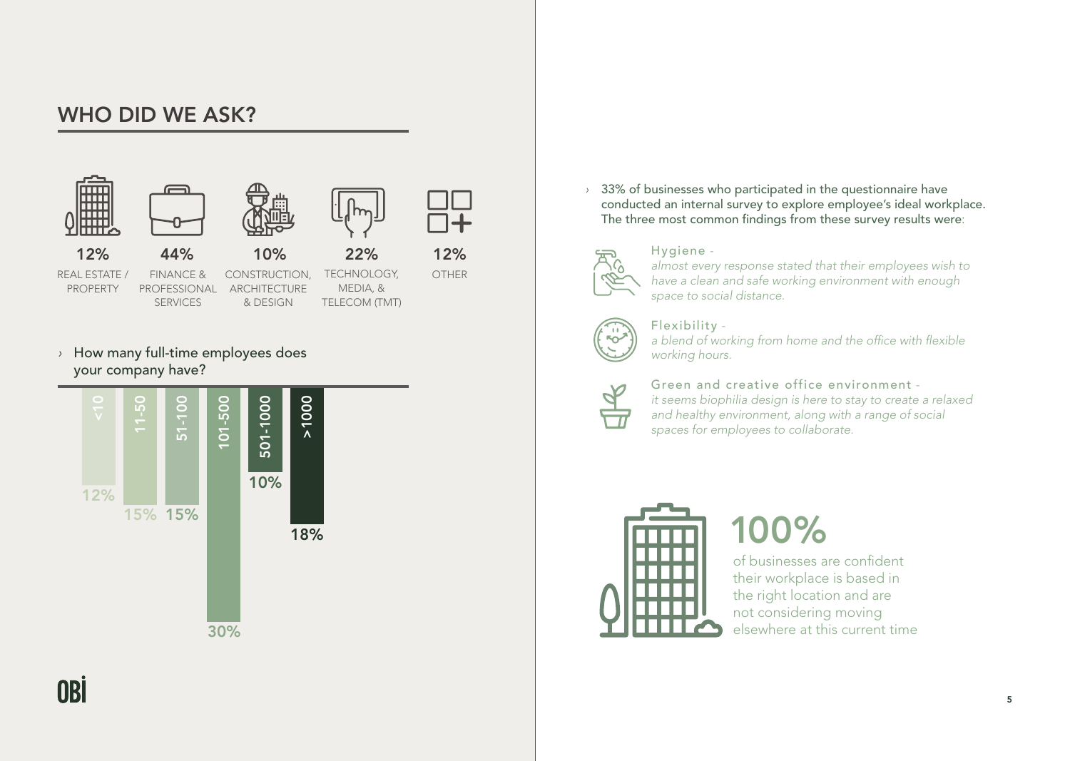## WHO DID WE ASK?

| 12% | 44% | 10% | 22% | 12% |
|---|---|---|---|---|
| REAL ESTATE / PROPERTY | FINANCE & PROFESSIONAL SERVICES | CONSTRUCTION, ARCHITECTURE & DESIGN | TECHNOLOGY, MEDIA, & TELECOM (TMT) | OTHER |

› How many full-time employees does your company have?

| <10 | 11-50 | 51-100 | 101-500 | 501-1000 | >1000 |
|---|---|---|---|---|---|
| 12% | 15% | 15% | 30% | 10% | 18% |

› 33% of businesses who participated in the questionnaire have conducted an internal survey to explore employee's ideal workplace. The three most common findings from these survey results were:

Hygiene -
*almost every response stated that their employees wish to have a clean and safe working environment with enough space to social distance.*

Flexibility -
*a blend of working from home and the office with flexible working hours.*

Green and creative office environment -
*it seems biophilia design is here to stay to create a relaxed and healthy environment, along with a range of social spaces for employees to collaborate.*

**100%**

of businesses are confident their workplace is based in the right location and are not considering moving elsewhere at this current time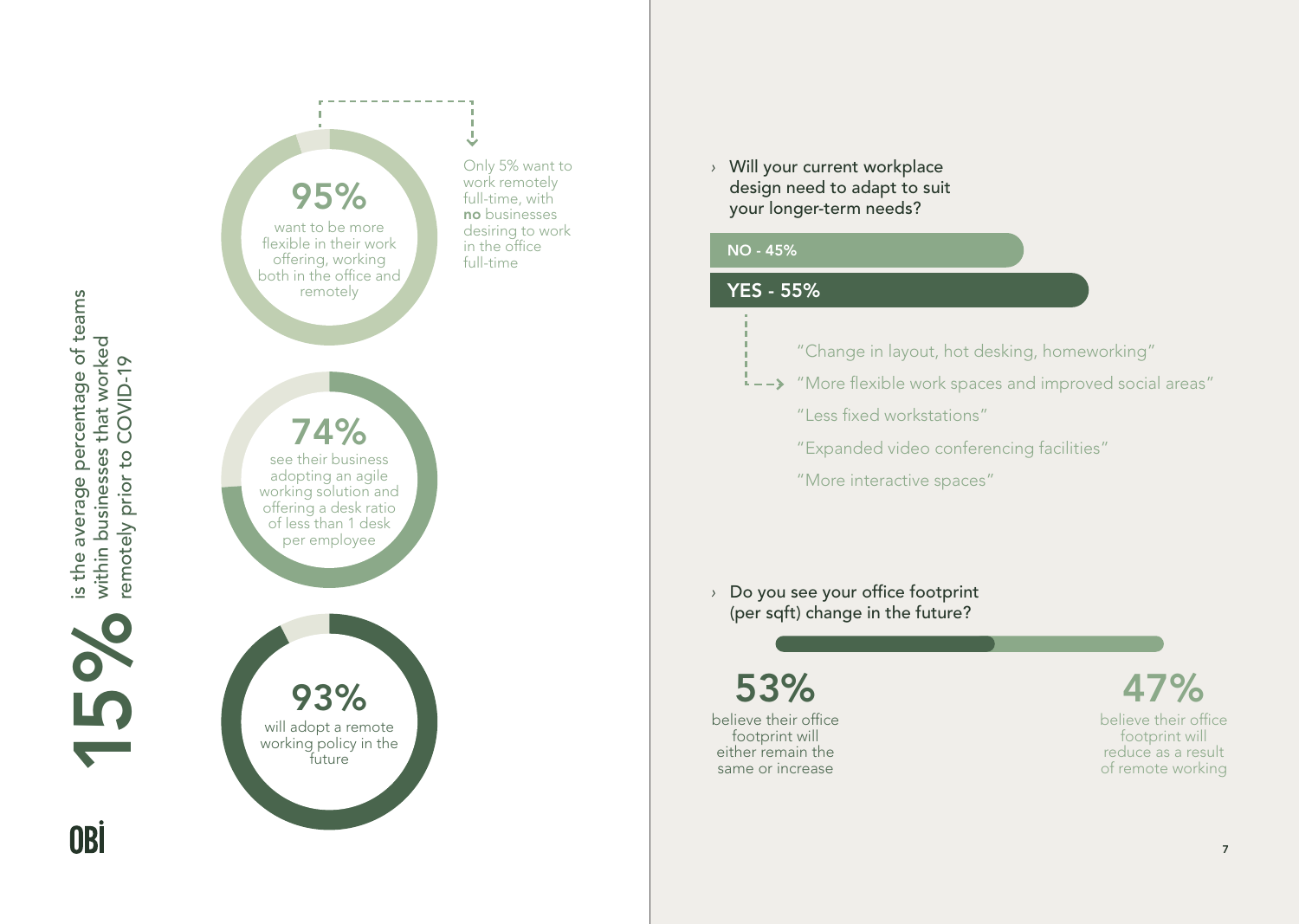**15%** is the average percentage of teams within businesses that worked remotely prior to COVID-19

**95%** want to be more flexible in their work offering, working both in the office and remotely

Only 5% want to work remotely full-time, with **no** businesses desiring to work in the office full-time

**74%** see their business adopting an agile working solution and offering a desk ratio of less than 1 desk per employee

**93%** will adopt a remote working policy in the future

› Will your current workplace design need to adapt to suit your longer-term needs?

NO - 45%

YES - 55%

"Change in layout, hot desking, homeworking"

"More flexible work spaces and improved social areas"

"Less fixed workstations"

"Expanded video conferencing facilities"

"More interactive spaces"

› Do you see your office footprint (per sqft) change in the future?

**53%** believe their office footprint will either remain the same or increase

**47%** believe their office footprint will reduce as a result of remote working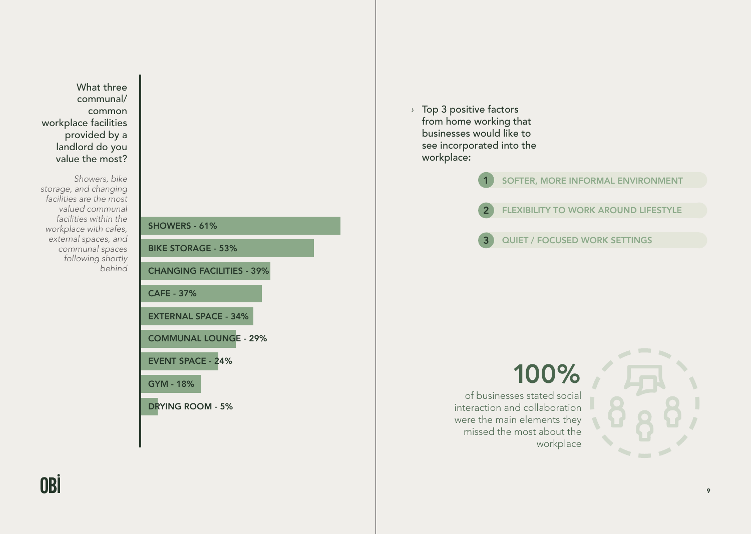What three communal/ common workplace facilities provided by a landlord do you value the most?

*Showers, bike storage, and changing facilities are the most valued communal facilities within the workplace with cafes, external spaces, and communal spaces following shortly behind*

- SHOWERS - 61%
- BIKE STORAGE - 53%
- CHANGING FACILITIES - 39%
- CAFE - 37%
- EXTERNAL SPACE - 34%
- COMMUNAL LOUNGE - 29%
- EVENT SPACE - 24%
- GYM - 18%
- DRYING ROOM - 5%

› Top 3 positive factors from home working that businesses would like to see incorporated into the workplace:

1. SOFTER, MORE INFORMAL ENVIRONMENT
2. FLEXIBILITY TO WORK AROUND LIFESTYLE
3. QUIET / FOCUSED WORK SETTINGS

**100%**

of businesses stated social interaction and collaboration were the main elements they missed the most about the workplace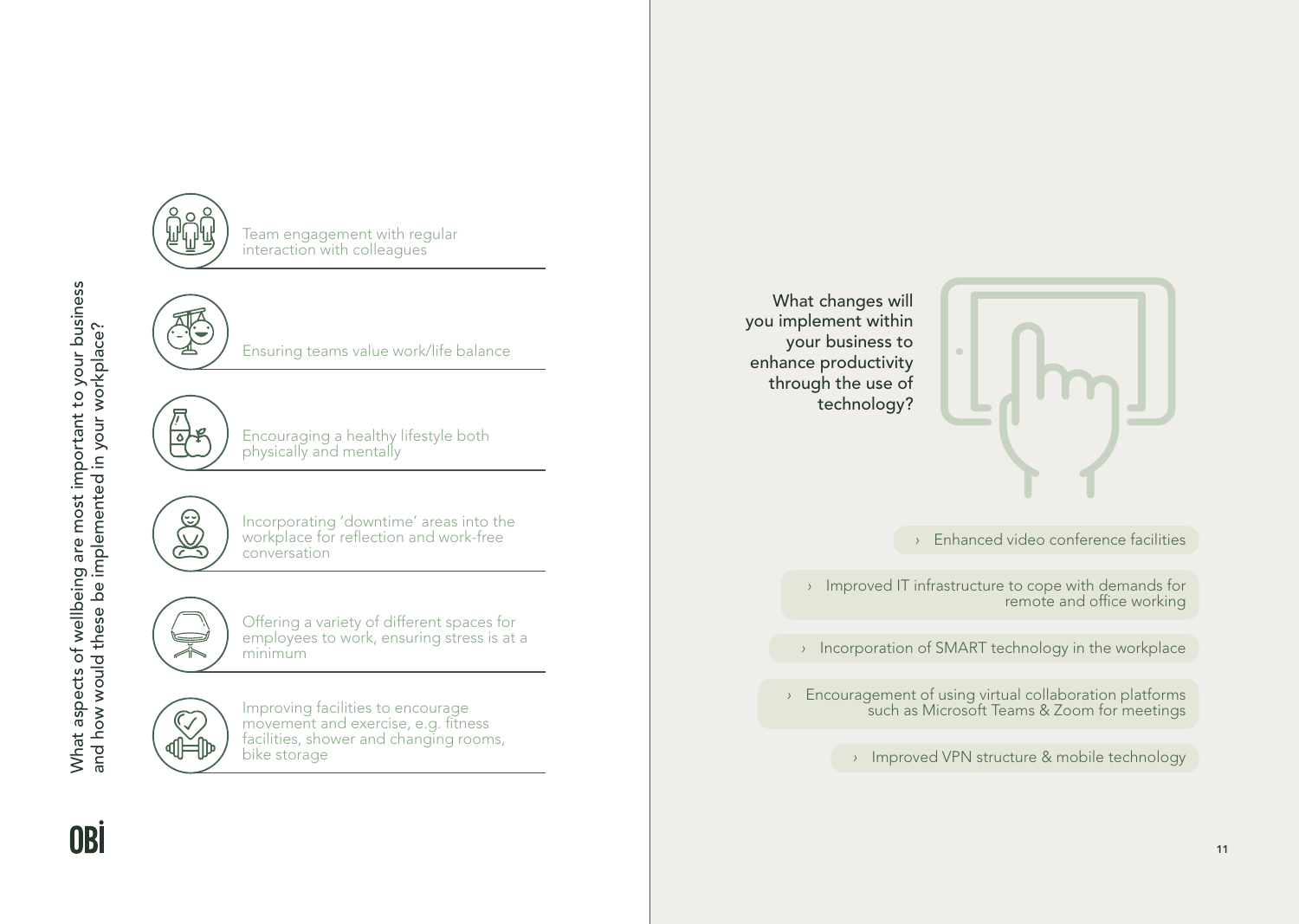## What aspects of wellbeing are most important to your business and how would these be implemented in your workplace?

- Team engagement with regular interaction with colleagues
- Ensuring teams value work/life balance
- Encouraging a healthy lifestyle both physically and mentally
- Incorporating 'downtime' areas into the workplace for reflection and work-free conversation
- Offering a variety of different spaces for employees to work, ensuring stress is at a minimum
- Improving facilities to encourage movement and exercise, e.g. fitness facilities, shower and changing rooms, bike storage

## What changes will you implement within your business to enhance productivity through the use of technology?

- Enhanced video conference facilities
- Improved IT infrastructure to cope with demands for remote and office working
- Incorporation of SMART technology in the workplace
- Encouragement of using virtual collaboration platforms such as Microsoft Teams & Zoom for meetings
- Improved VPN structure & mobile technology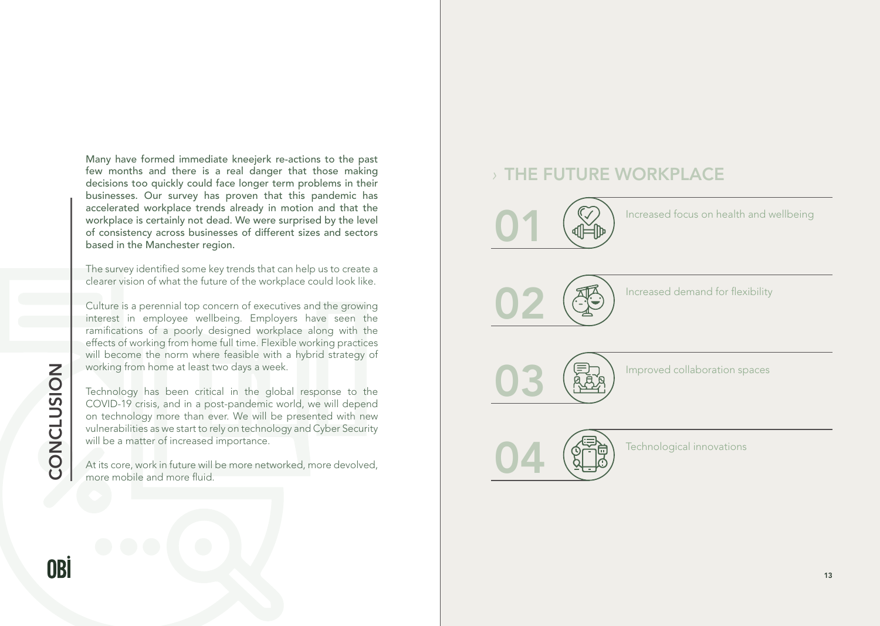# CONCLUSION

Many have formed immediate kneejerk re-actions to the past few months and there is a real danger that those making decisions too quickly could face longer term problems in their businesses. Our survey has proven that this pandemic has accelerated workplace trends already in motion and that the workplace is certainly not dead. We were surprised by the level of consistency across businesses of different sizes and sectors based in the Manchester region.

The survey identified some key trends that can help us to create a clearer vision of what the future of the workplace could look like.

Culture is a perennial top concern of executives and the growing interest in employee wellbeing. Employers have seen the ramifications of a poorly designed workplace along with the effects of working from home full time. Flexible working practices will become the norm where feasible with a hybrid strategy of working from home at least two days a week.

Technology has been critical in the global response to the COVID-19 crisis, and in a post-pandemic world, we will depend on technology more than ever. We will be presented with new vulnerabilities as we start to rely on technology and Cyber Security will be a matter of increased importance.

At its core, work in future will be more networked, more devolved, more mobile and more fluid.

## THE FUTURE WORKPLACE

**01** Increased focus on health and wellbeing

**02** Increased demand for flexibility

**03** Improved collaboration spaces

**04** Technological innovations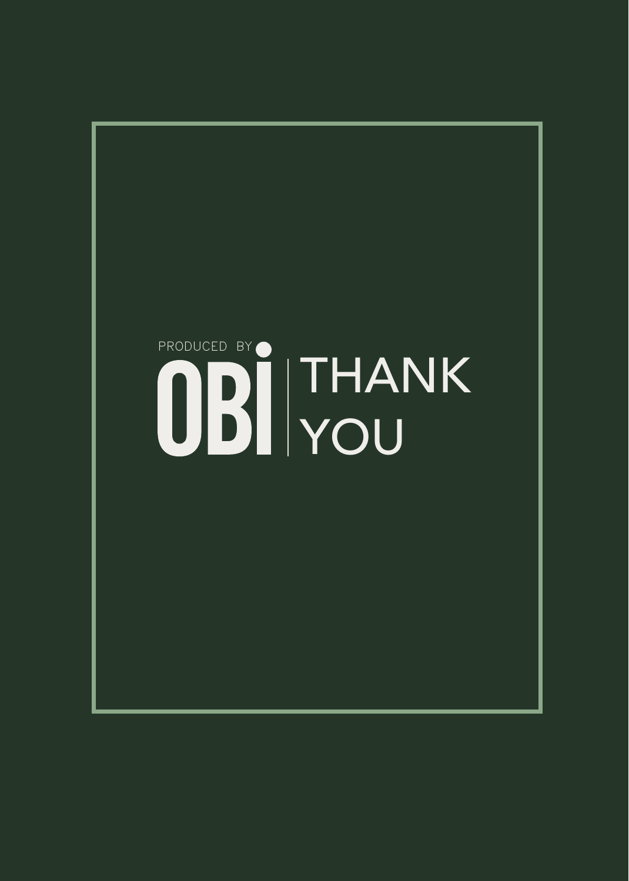PRODUCED BY

OBI

THANK YOU